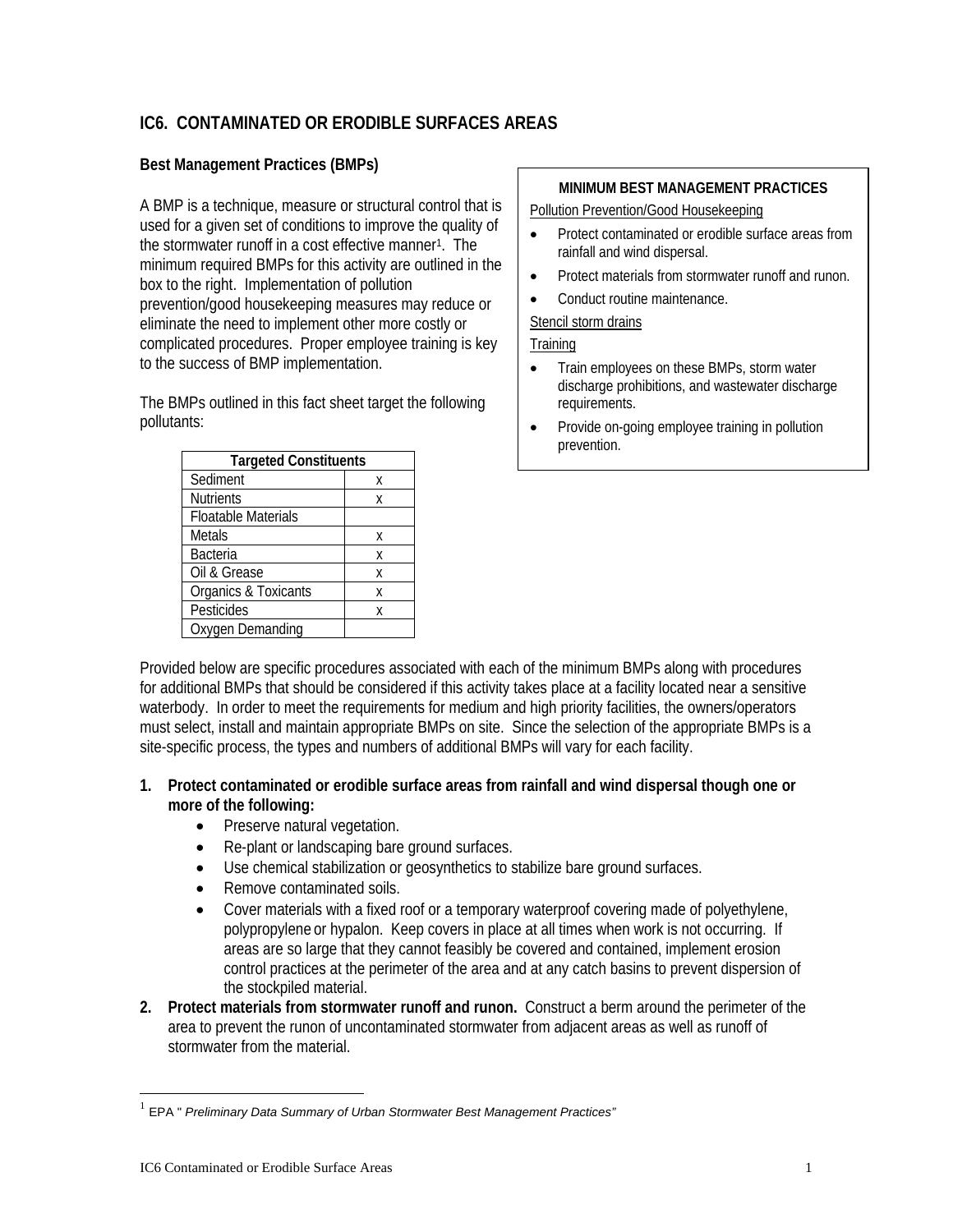## IC6. CONTAMINATED OR ERODIBLE SURFACES AREAS

### Best Management Practices (BMPs)

A BMP is a technique, measure or structural control that is used for a given set of conditions to improve the quality of the stormwater runoff in a cost effective manner[1]. The minimum required BMPs for this activity are outlined in the box to the right. Implementation of pollution prevention/good housekeeping measures may reduce or eliminate the need to implement other more costly or complicated procedures. Proper employee training is key to the success of BMP implementation.

The BMPs outlined in this fact sheet target the following pollutants:

| Targeted Constituents | |
|---|---|
| Sediment | x |
| Nutrients | x |
| Floatable Materials | |
| Metals | x |
| Bacteria | x |
| Oil & Grease | x |
| Organics & Toxicants | x |
| Pesticides | x |
| Oxygen Demanding | |

**MINIMUM BEST MANAGEMENT PRACTICES**

Pollution Prevention/Good Housekeeping

- Protect contaminated or erodible surface areas from rainfall and wind dispersal.
- Protect materials from stormwater runoff and runon.
- Conduct routine maintenance.

Stencil storm drains

Training

- Train employees on these BMPs, storm water discharge prohibitions, and wastewater discharge requirements.
- Provide on-going employee training in pollution prevention.

Provided below are specific procedures associated with each of the minimum BMPs along with procedures for additional BMPs that should be considered if this activity takes place at a facility located near a sensitive waterbody. In order to meet the requirements for medium and high priority facilities, the owners/operators must select, install and maintain appropriate BMPs on site. Since the selection of the appropriate BMPs is a site-specific process, the types and numbers of additional BMPs will vary for each facility.

1. **Protect contaminated or erodible surface areas from rainfall and wind dispersal though one or more of the following:**
   - Preserve natural vegetation.
   - Re-plant or landscaping bare ground surfaces.
   - Use chemical stabilization or geosynthetics to stabilize bare ground surfaces.
   - Remove contaminated soils.
   - Cover materials with a fixed roof or a temporary waterproof covering made of polyethylene, polypropylene or hypalon. Keep covers in place at all times when work is not occurring. If areas are so large that they cannot feasibly be covered and contained, implement erosion control practices at the perimeter of the area and at any catch basins to prevent dispersion of the stockpiled material.
2. **Protect materials from stormwater runoff and runon.** Construct a berm around the perimeter of the area to prevent the runon of uncontaminated stormwater from adjacent areas as well as runoff of stormwater from the material.

[1] EPA " *Preliminary Data Summary of Urban Stormwater Best Management Practices"*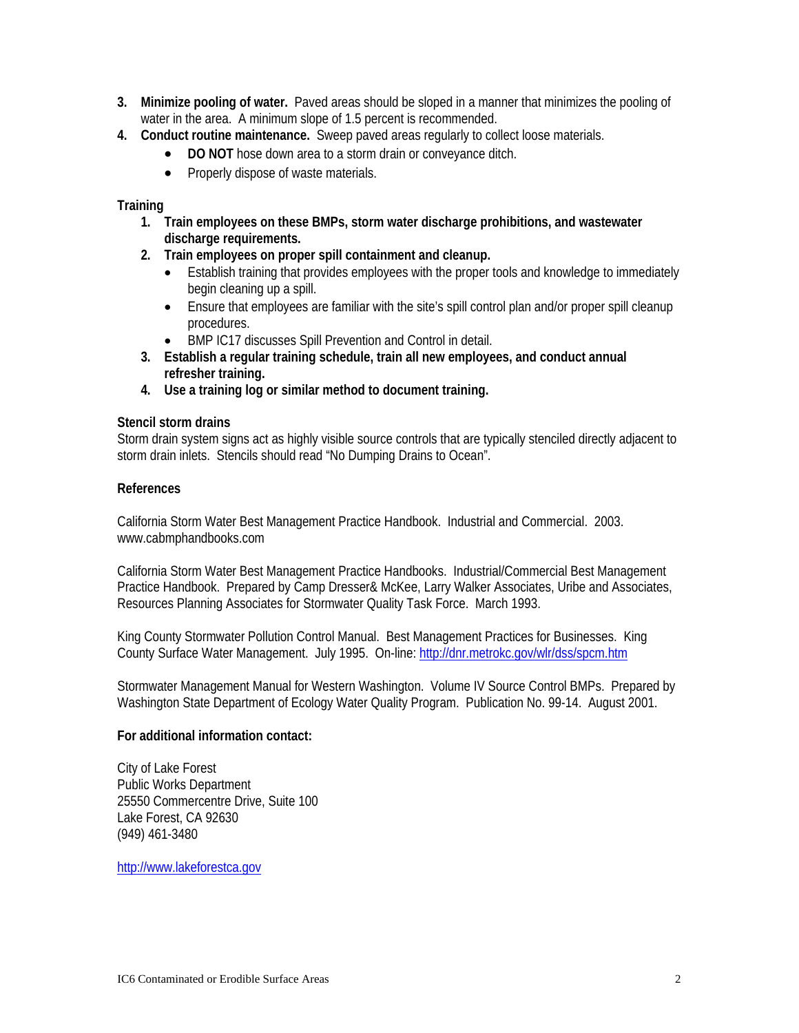3. **Minimize pooling of water.** Paved areas should be sloped in a manner that minimizes the pooling of water in the area. A minimum slope of 1.5 percent is recommended.
4. **Conduct routine maintenance.** Sweep paved areas regularly to collect loose materials.
   - **DO NOT** hose down area to a storm drain or conveyance ditch.
   - Properly dispose of waste materials.

**Training**

1. **Train employees on these BMPs, storm water discharge prohibitions, and wastewater discharge requirements.**
2. **Train employees on proper spill containment and cleanup.**
   - Establish training that provides employees with the proper tools and knowledge to immediately begin cleaning up a spill.
   - Ensure that employees are familiar with the site's spill control plan and/or proper spill cleanup procedures.
   - BMP IC17 discusses Spill Prevention and Control in detail.
3. **Establish a regular training schedule, train all new employees, and conduct annual refresher training.**
4. **Use a training log or similar method to document training.**

**Stencil storm drains**

Storm drain system signs act as highly visible source controls that are typically stenciled directly adjacent to storm drain inlets. Stencils should read "No Dumping Drains to Ocean".

**References**

California Storm Water Best Management Practice Handbook. Industrial and Commercial. 2003. www.cabmphandbooks.com

California Storm Water Best Management Practice Handbooks. Industrial/Commercial Best Management Practice Handbook. Prepared by Camp Dresser& McKee, Larry Walker Associates, Uribe and Associates, Resources Planning Associates for Stormwater Quality Task Force. March 1993.

King County Stormwater Pollution Control Manual. Best Management Practices for Businesses. King County Surface Water Management. July 1995. On-line: http://dnr.metrokc.gov/wlr/dss/spcm.htm

Stormwater Management Manual for Western Washington. Volume IV Source Control BMPs. Prepared by Washington State Department of Ecology Water Quality Program. Publication No. 99-14. August 2001.

**For additional information contact:**

City of Lake Forest
Public Works Department
25550 Commercentre Drive, Suite 100
Lake Forest, CA 92630
(949) 461-3480

http://www.lakeforestca.gov